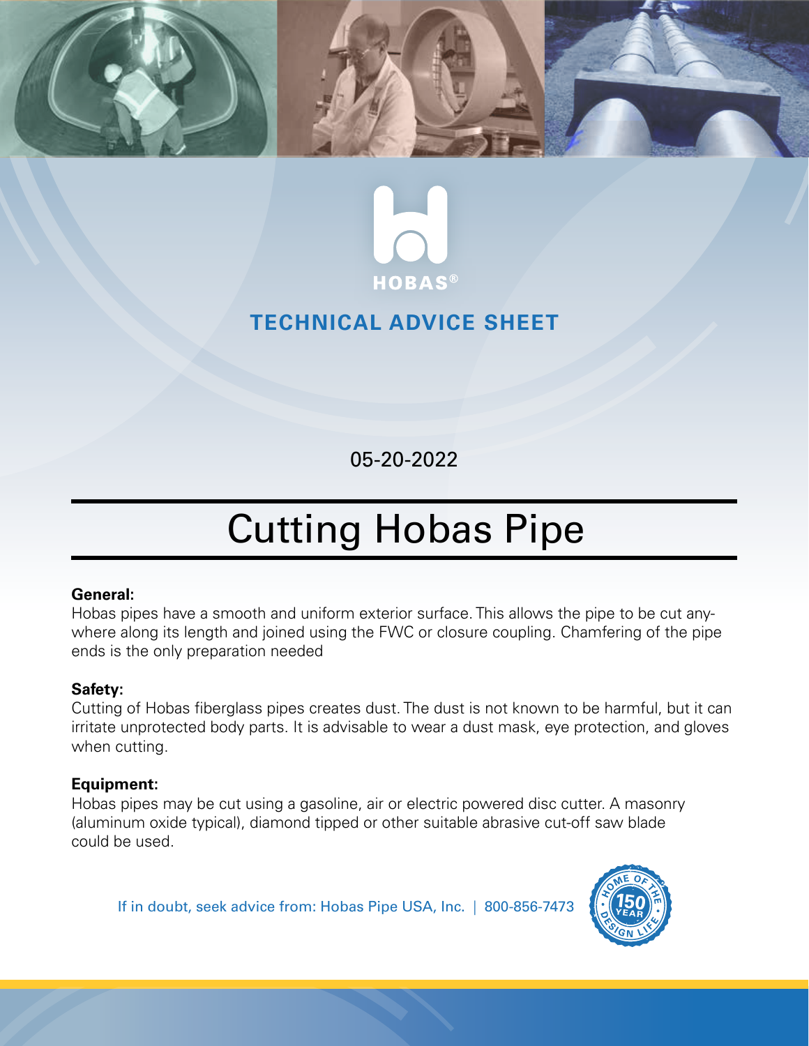HOBAS®

TECHNICAL ADVICE SHEET

05-20-2022

# Cutting Hobas Pipe

**General:**
Hobas pipes have a smooth and uniform exterior surface. This allows the pipe to be cut anywhere along its length and joined using the FWC or closure coupling. Chamfering of the pipe ends is the only preparation needed

**Safety:**
Cutting of Hobas fiberglass pipes creates dust. The dust is not known to be harmful, but it can irritate unprotected body parts. It is advisable to wear a dust mask, eye protection, and gloves when cutting.

**Equipment:**
Hobas pipes may be cut using a gasoline, air or electric powered disc cutter. A masonry (aluminum oxide typical), diamond tipped or other suitable abrasive cut-off saw blade could be used.

If in doubt, seek advice from: Hobas Pipe USA, Inc. | 800-856-7473

HOME OF THE 150 YEAR DESIGN LIFE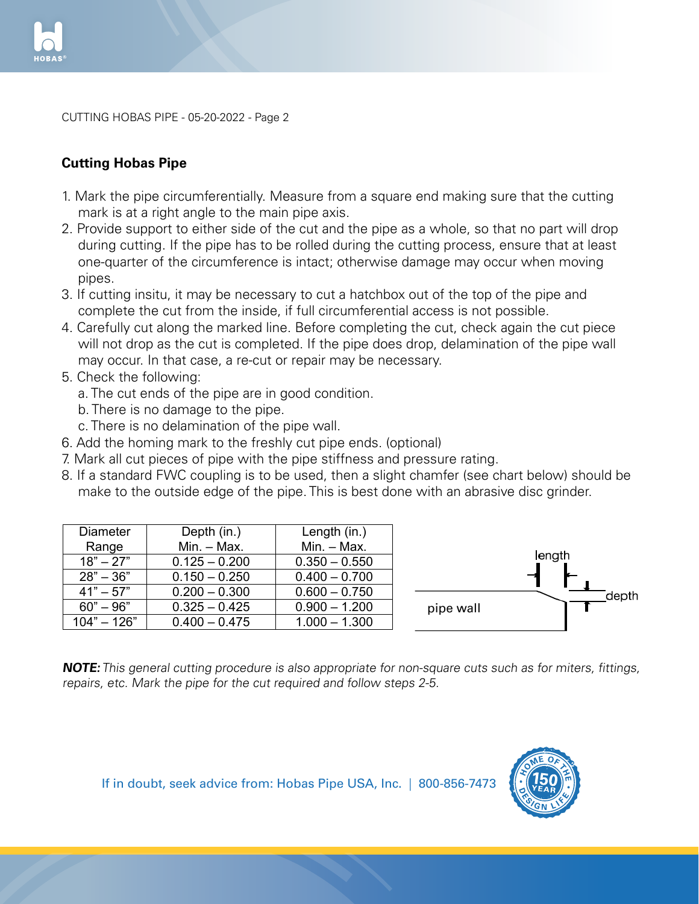## Cutting Hobas Pipe

1. Mark the pipe circumferentially. Measure from a square end making sure that the cutting mark is at a right angle to the main pipe axis.
2. Provide support to either side of the cut and the pipe as a whole, so that no part will drop during cutting. If the pipe has to be rolled during the cutting process, ensure that at least one-quarter of the circumference is intact; otherwise damage may occur when moving pipes.
3. If cutting insitu, it may be necessary to cut a hatchbox out of the top of the pipe and complete the cut from the inside, if full circumferential access is not possible.
4. Carefully cut along the marked line. Before completing the cut, check again the cut piece will not drop as the cut is completed. If the pipe does drop, delamination of the pipe wall may occur. In that case, a re-cut or repair may be necessary.
5. Check the following:
   a. The cut ends of the pipe are in good condition.
   b. There is no damage to the pipe.
   c. There is no delamination of the pipe wall.
6. Add the homing mark to the freshly cut pipe ends. (optional)
7. Mark all cut pieces of pipe with the pipe stiffness and pressure rating.
8. If a standard FWC coupling is to be used, then a slight chamfer (see chart below) should be make to the outside edge of the pipe. This is best done with an abrasive disc grinder.

| Diameter Range | Depth (in.) Min. – Max. | Length (in.) Min. – Max. |
|---|---|---|
| 18" – 27" | 0.125 – 0.200 | 0.350 – 0.550 |
| 28" – 36" | 0.150 – 0.250 | 0.400 – 0.700 |
| 41" – 57" | 0.200 – 0.300 | 0.600 – 0.750 |
| 60" – 96" | 0.325 – 0.425 | 0.900 – 1.200 |
| 104" – 126" | 0.400 – 0.475 | 1.000 – 1.300 |

length

depth

pipe wall

***NOTE:*** *This general cutting procedure is also appropriate for non-square cuts such as for miters, fittings, repairs, etc. Mark the pipe for the cut required and follow steps 2-5.*

If in doubt, seek advice from: Hobas Pipe USA, Inc. | 800-856-7473